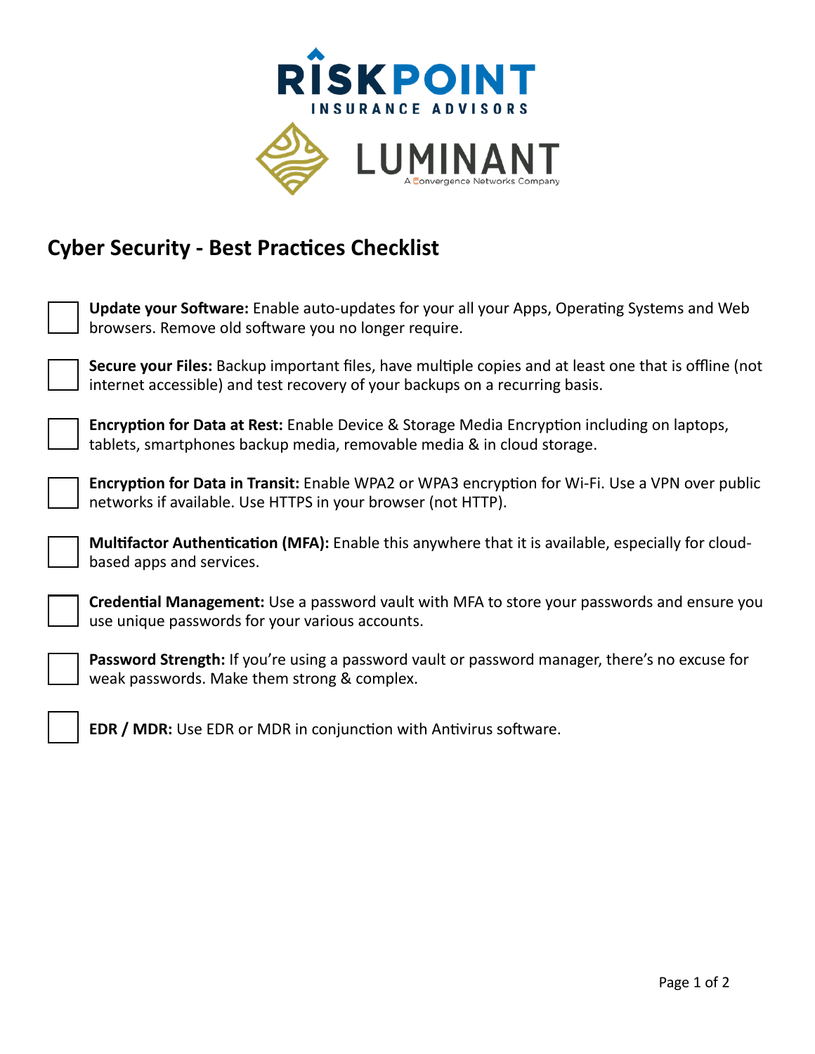RISKPOINT
INSURANCE ADVISORS

LUMINANT
A Convergence Networks Company

# Cyber Security - Best Practices Checklist

- [ ] **Update your Software:** Enable auto-updates for your all your Apps, Operating Systems and Web browsers. Remove old software you no longer require.
- [ ] **Secure your Files:** Backup important files, have multiple copies and at least one that is offline (not internet accessible) and test recovery of your backups on a recurring basis.
- [ ] **Encryption for Data at Rest:** Enable Device & Storage Media Encryption including on laptops, tablets, smartphones backup media, removable media & in cloud storage.
- [ ] **Encryption for Data in Transit:** Enable WPA2 or WPA3 encryption for Wi-Fi. Use a VPN over public networks if available. Use HTTPS in your browser (not HTTP).
- [ ] **Multifactor Authentication (MFA):** Enable this anywhere that it is available, especially for cloud-based apps and services.
- [ ] **Credential Management:** Use a password vault with MFA to store your passwords and ensure you use unique passwords for your various accounts.
- [ ] **Password Strength:** If you're using a password vault or password manager, there's no excuse for weak passwords. Make them strong & complex.
- [ ] **EDR / MDR:** Use EDR or MDR in conjunction with Antivirus software.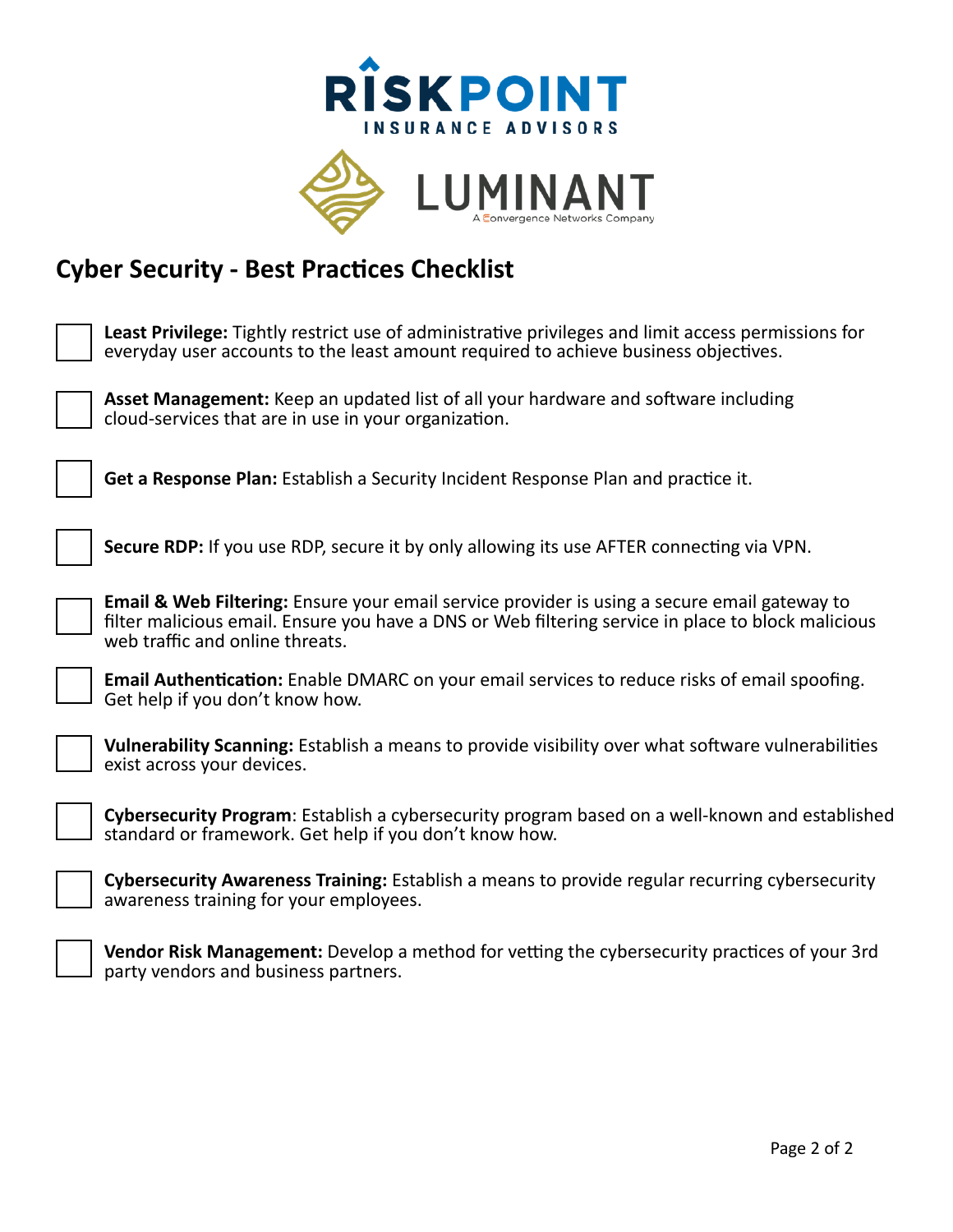RISKPOINT INSURANCE ADVISORS

LUMINANT

A Convergence Networks Company

## Cyber Security - Best Practices Checklist

- [ ] **Least Privilege:** Tightly restrict use of administrative privileges and limit access permissions for everyday user accounts to the least amount required to achieve business objectives.

- [ ] **Asset Management:** Keep an updated list of all your hardware and software including cloud-services that are in use in your organization.

- [ ] **Get a Response Plan:** Establish a Security Incident Response Plan and practice it.

- [ ] **Secure RDP:** If you use RDP, secure it by only allowing its use AFTER connecting via VPN.

- [ ] **Email & Web Filtering:** Ensure your email service provider is using a secure email gateway to filter malicious email. Ensure you have a DNS or Web filtering service in place to block malicious web traffic and online threats.

- [ ] **Email Authentication:** Enable DMARC on your email services to reduce risks of email spoofing. Get help if you don't know how.

- [ ] **Vulnerability Scanning:** Establish a means to provide visibility over what software vulnerabilities exist across your devices.

- [ ] **Cybersecurity Program**: Establish a cybersecurity program based on a well-known and established standard or framework. Get help if you don't know how.

- [ ] **Cybersecurity Awareness Training:** Establish a means to provide regular recurring cybersecurity awareness training for your employees.

- [ ] **Vendor Risk Management:** Develop a method for vetting the cybersecurity practices of your 3rd party vendors and business partners.